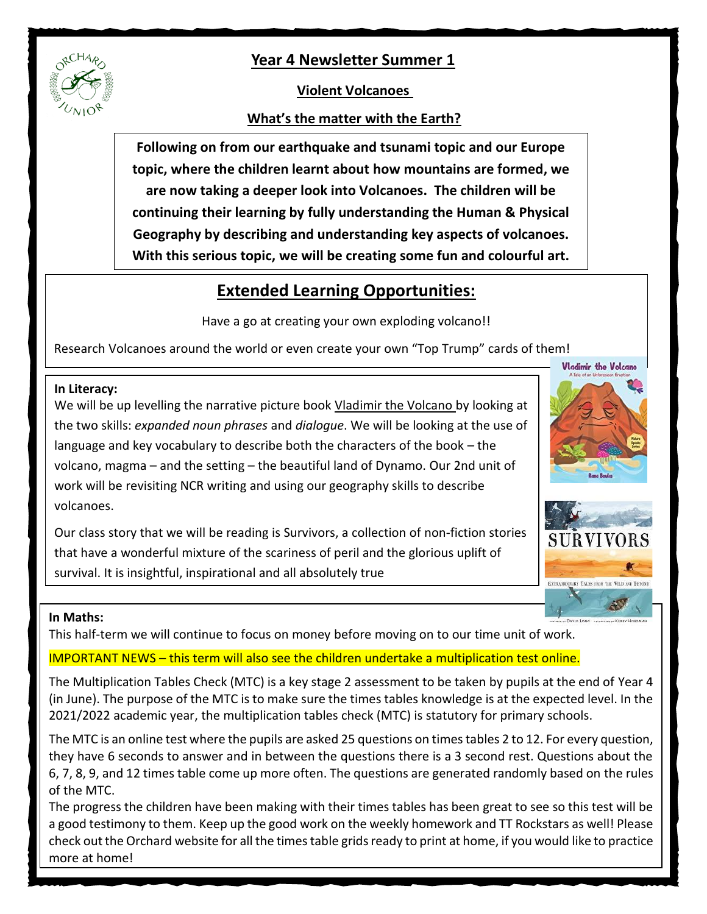# Year 4 Newsletter Summer 1

## Violent Volcanoes

## What's the matter with the Earth?

**Following on from our earthquake and tsunami topic and our Europe topic, where the children learnt about how mountains are formed, we are now taking a deeper look into Volcanoes. The children will be continuing their learning by fully understanding the Human & Physical Geography by describing and understanding key aspects of volcanoes. With this serious topic, we will be creating some fun and colourful art.**

## Extended Learning Opportunities:

Have a go at creating your own exploding volcano!!

Research Volcanoes around the world or even create your own "Top Trump" cards of them!

**In Literacy:**

We will be up levelling the narrative picture book Vladimir the Volcano by looking at the two skills: *expanded noun phrases* and *dialogue*. We will be looking at the use of language and key vocabulary to describe both the characters of the book – the volcano, magma – and the setting – the beautiful land of Dynamo. Our 2nd unit of work will be revisiting NCR writing and using our geography skills to describe volcanoes.

Our class story that we will be reading is Survivors, a collection of non-fiction stories that have a wonderful mixture of the scariness of peril and the glorious uplift of survival. It is insightful, inspirational and all absolutely true

**In Maths:**

This half-term we will continue to focus on money before moving on to our time unit of work.

IMPORTANT NEWS – this term will also see the children undertake a multiplication test online.

The Multiplication Tables Check (MTC) is a key stage 2 assessment to be taken by pupils at the end of Year 4 (in June). The purpose of the MTC is to make sure the times tables knowledge is at the expected level. In the 2021/2022 academic year, the multiplication tables check (MTC) is statutory for primary schools.

The MTC is an online test where the pupils are asked 25 questions on times tables 2 to 12. For every question, they have 6 seconds to answer and in between the questions there is a 3 second rest. Questions about the 6, 7, 8, 9, and 12 times table come up more often. The questions are generated randomly based on the rules of the MTC.

The progress the children have been making with their times tables has been great to see so this test will be a good testimony to them. Keep up the good work on the weekly homework and TT Rockstars as well! Please check out the Orchard website for all the times table grids ready to print at home, if you would like to practice more at home!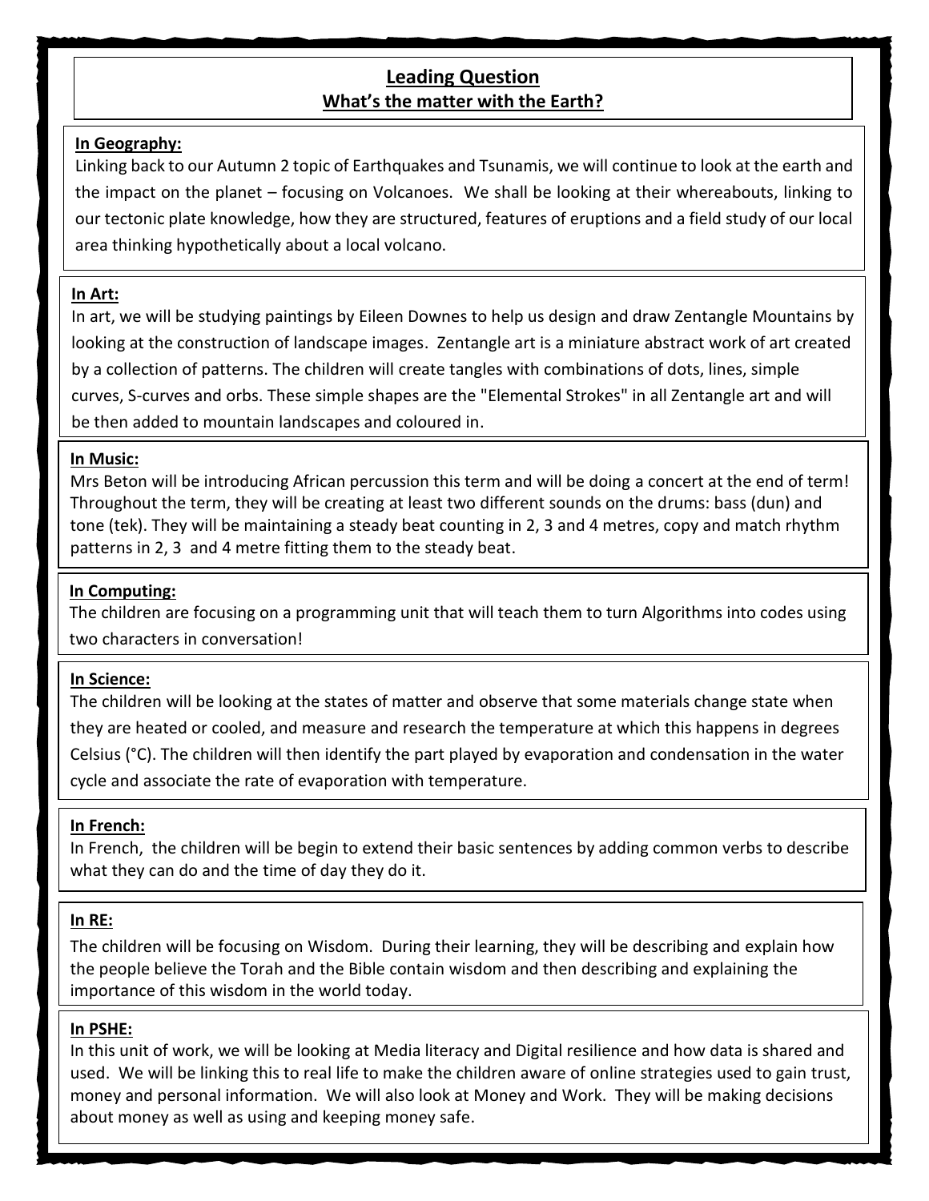## Leading Question

## What's the matter with the Earth?

**In Geography:**

Linking back to our Autumn 2 topic of Earthquakes and Tsunamis, we will continue to look at the earth and the impact on the planet – focusing on Volcanoes. We shall be looking at their whereabouts, linking to our tectonic plate knowledge, how they are structured, features of eruptions and a field study of our local area thinking hypothetically about a local volcano.

**In Art:**

In art, we will be studying paintings by Eileen Downes to help us design and draw Zentangle Mountains by looking at the construction of landscape images. Zentangle art is a miniature abstract work of art created by a collection of patterns. The children will create tangles with combinations of dots, lines, simple curves, S-curves and orbs. These simple shapes are the "Elemental Strokes" in all Zentangle art and will be then added to mountain landscapes and coloured in.

**In Music:**

Mrs Beton will be introducing African percussion this term and will be doing a concert at the end of term! Throughout the term, they will be creating at least two different sounds on the drums: bass (dun) and tone (tek). They will be maintaining a steady beat counting in 2, 3 and 4 metres, copy and match rhythm patterns in 2, 3 and 4 metre fitting them to the steady beat.

**In Computing:**

The children are focusing on a programming unit that will teach them to turn Algorithms into codes using two characters in conversation!

**In Science:**

The children will be looking at the states of matter and observe that some materials change state when they are heated or cooled, and measure and research the temperature at which this happens in degrees Celsius (°C). The children will then identify the part played by evaporation and condensation in the water cycle and associate the rate of evaporation with temperature.

**In French:**

In French, the children will be begin to extend their basic sentences by adding common verbs to describe what they can do and the time of day they do it.

**In RE:**

The children will be focusing on Wisdom. During their learning, they will be describing and explain how the people believe the Torah and the Bible contain wisdom and then describing and explaining the importance of this wisdom in the world today.

**In PSHE:**

In this unit of work, we will be looking at Media literacy and Digital resilience and how data is shared and used. We will be linking this to real life to make the children aware of online strategies used to gain trust, money and personal information. We will also look at Money and Work. They will be making decisions about money as well as using and keeping money safe.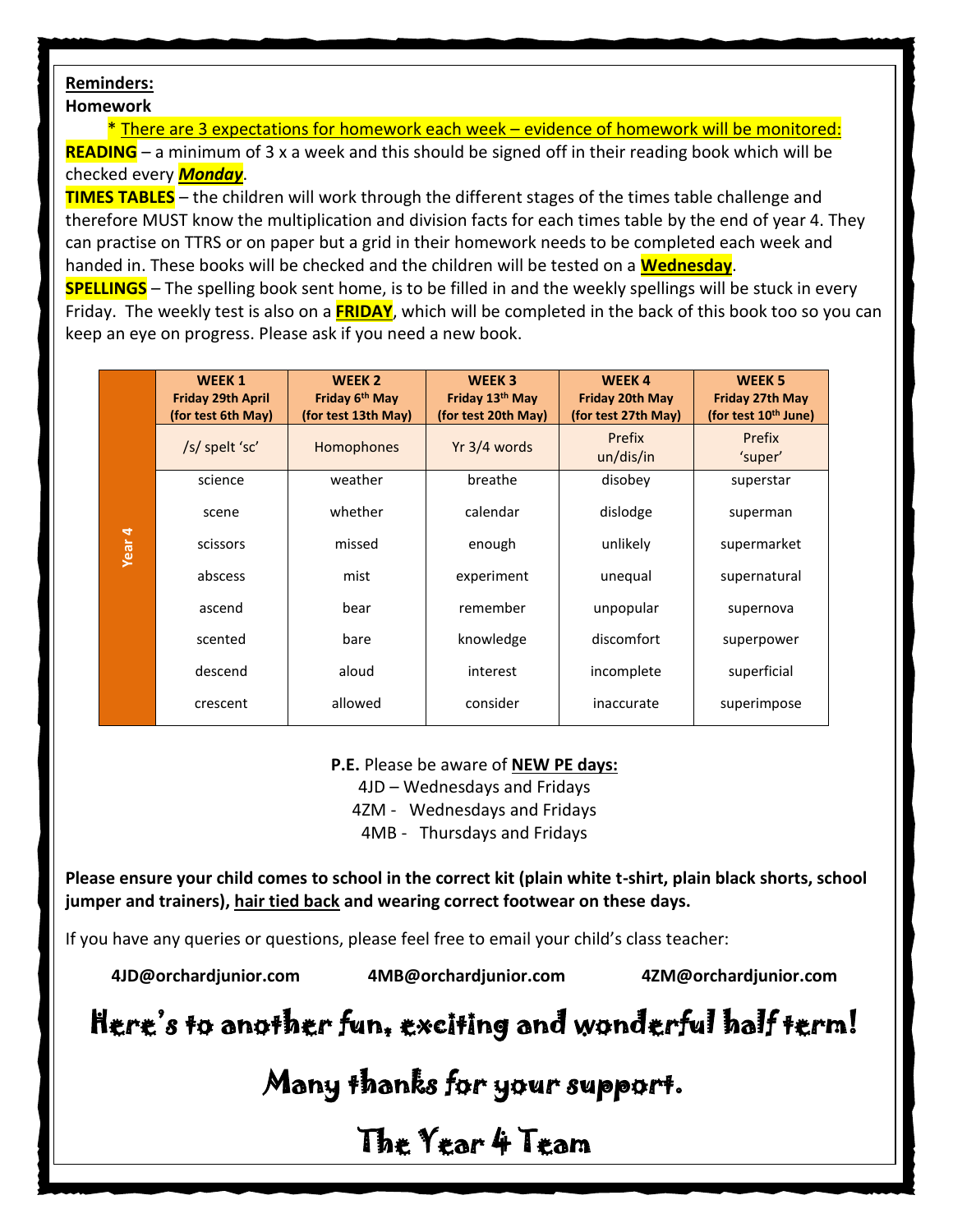**Reminders:**

**Homework**

\* There are 3 expectations for homework each week – evidence of homework will be monitored:

**READING** – a minimum of 3 x a week and this should be signed off in their reading book which will be checked every ***Monday***.

**TIMES TABLES** – the children will work through the different stages of the times table challenge and therefore MUST know the multiplication and division facts for each times table by the end of year 4. They can practise on TTRS or on paper but a grid in their homework needs to be completed each week and handed in. These books will be checked and the children will be tested on a **Wednesday**.

**SPELLINGS** – The spelling book sent home, is to be filled in and the weekly spellings will be stuck in every Friday. The weekly test is also on a **FRIDAY**, which will be completed in the back of this book too so you can keep an eye on progress. Please ask if you need a new book.

| | WEEK 1 Friday 29th April (for test 6th May) | WEEK 2 Friday 6th May (for test 13th May) | WEEK 3 Friday 13th May (for test 20th May) | WEEK 4 Friday 20th May (for test 27th May) | WEEK 5 Friday 27th May (for test 10th June) |
|---|---|---|---|---|---|
| Year 4 | /s/ spelt 'sc' | Homophones | Yr 3/4 words | Prefix un/dis/in | Prefix 'super' |
| | science | weather | breathe | disobey | superstar |
| | scene | whether | calendar | dislodge | superman |
| | scissors | missed | enough | unlikely | supermarket |
| | abscess | mist | experiment | unequal | supernatural |
| | ascend | bear | remember | unpopular | supernova |
| | scented | bare | knowledge | discomfort | superpower |
| | descend | aloud | interest | incomplete | superficial |
| | crescent | allowed | consider | inaccurate | superimpose |

**P.E.** Please be aware of **NEW PE days:**

4JD – Wednesdays and Fridays

4ZM - Wednesdays and Fridays

4MB - Thursdays and Fridays

**Please ensure your child comes to school in the correct kit (plain white t-shirt, plain black shorts, school jumper and trainers), hair tied back and wearing correct footwear on these days.**

If you have any queries or questions, please feel free to email your child's class teacher:

**4JD@orchardjunior.com** **4MB@orchardjunior.com** **4ZM@orchardjunior.com**

## Here's to another fun, exciting and wonderful half term!

## Many thanks for your support.

## The Year 4 Team